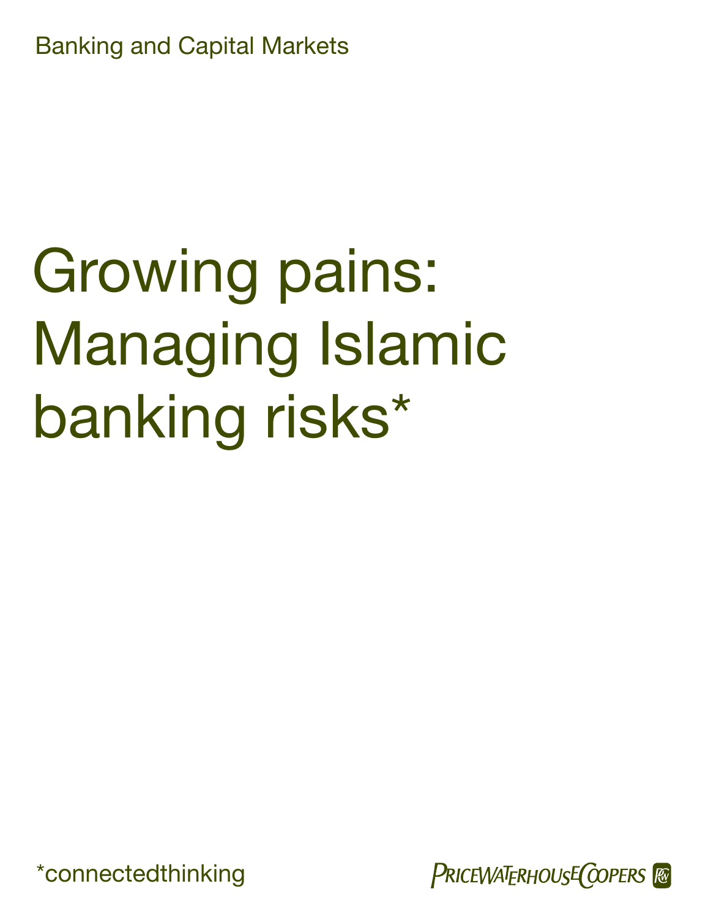Banking and Capital Markets

# Growing pains: Managing Islamic banking risks*

*connectedthinking

PRICEWATERHOUSECOOPERS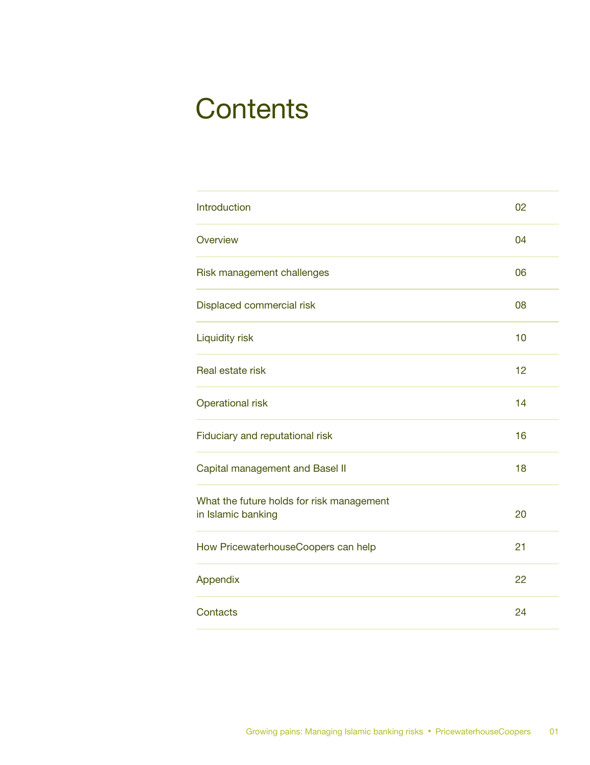# Contents

| | |
|---|---|
| Introduction | 02 |
| Overview | 04 |
| Risk management challenges | 06 |
| Displaced commercial risk | 08 |
| Liquidity risk | 10 |
| Real estate risk | 12 |
| Operational risk | 14 |
| Fiduciary and reputational risk | 16 |
| Capital management and Basel II | 18 |
| What the future holds for risk management in Islamic banking | 20 |
| How PricewaterhouseCoopers can help | 21 |
| Appendix | 22 |
| Contacts | 24 |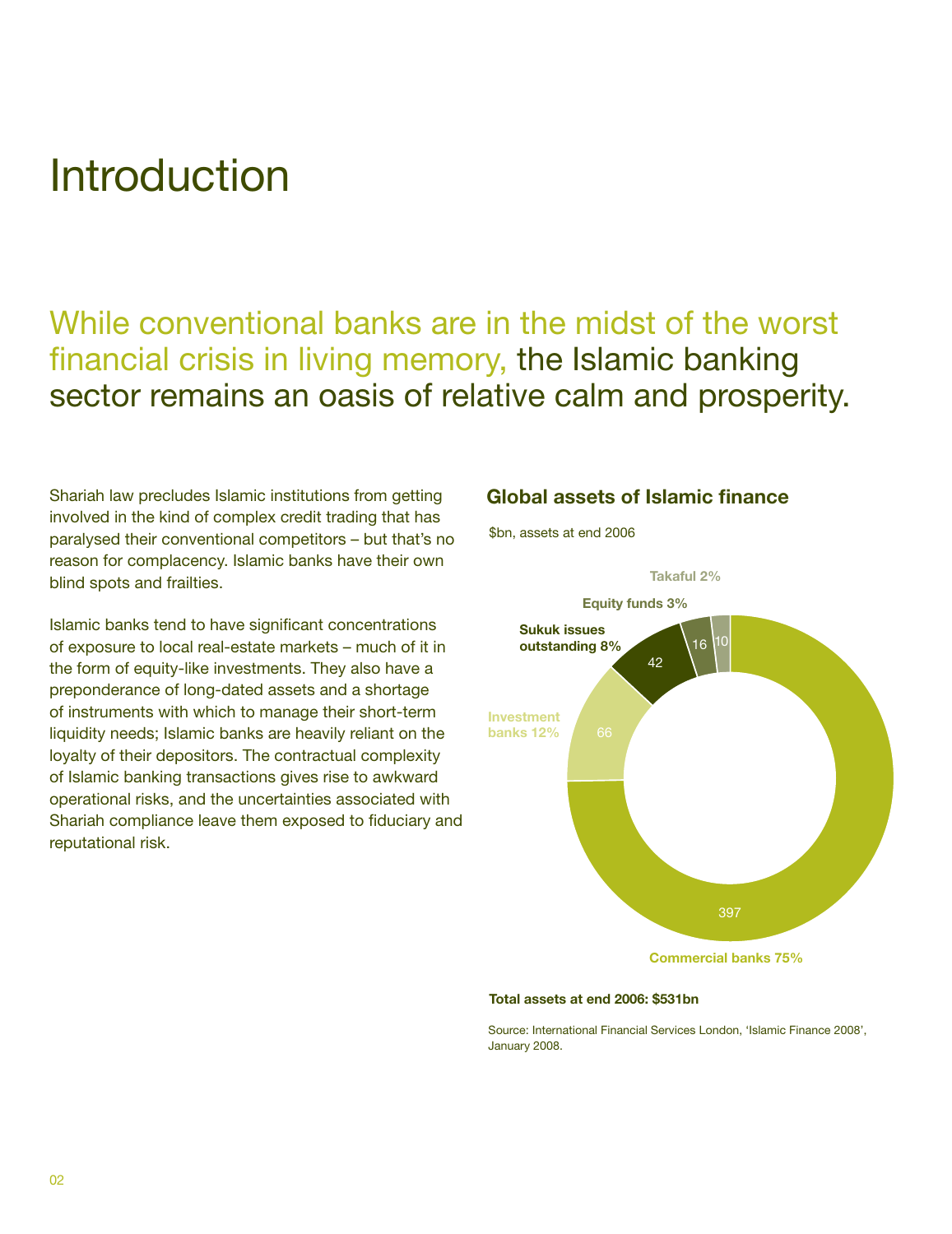# Introduction

## While conventional banks are in the midst of the worst financial crisis in living memory, the Islamic banking sector remains an oasis of relative calm and prosperity.

Shariah law precludes Islamic institutions from getting involved in the kind of complex credit trading that has paralysed their conventional competitors – but that's no reason for complacency. Islamic banks have their own blind spots and frailties.

Islamic banks tend to have significant concentrations of exposure to local real-estate markets – much of it in the form of equity-like investments. They also have a preponderance of long-dated assets and a shortage of instruments with which to manage their short-term liquidity needs; Islamic banks are heavily reliant on the loyalty of their depositors. The contractual complexity of Islamic banking transactions gives rise to awkward operational risks, and the uncertainties associated with Shariah compliance leave them exposed to fiduciary and reputational risk.

### Global assets of Islamic finance

$bn, assets at end 2006

| Category | $bn | Share |
|---|---|---|
| Commercial banks | 397 | 75% |
| Investment banks | 66 | 12% |
| Sukuk issues outstanding | 42 | 8% |
| Equity funds | 16 | 3% |
| Takaful | 10 | 2% |

**Total assets at end 2006: $531bn**

Source: International Financial Services London, 'Islamic Finance 2008', January 2008.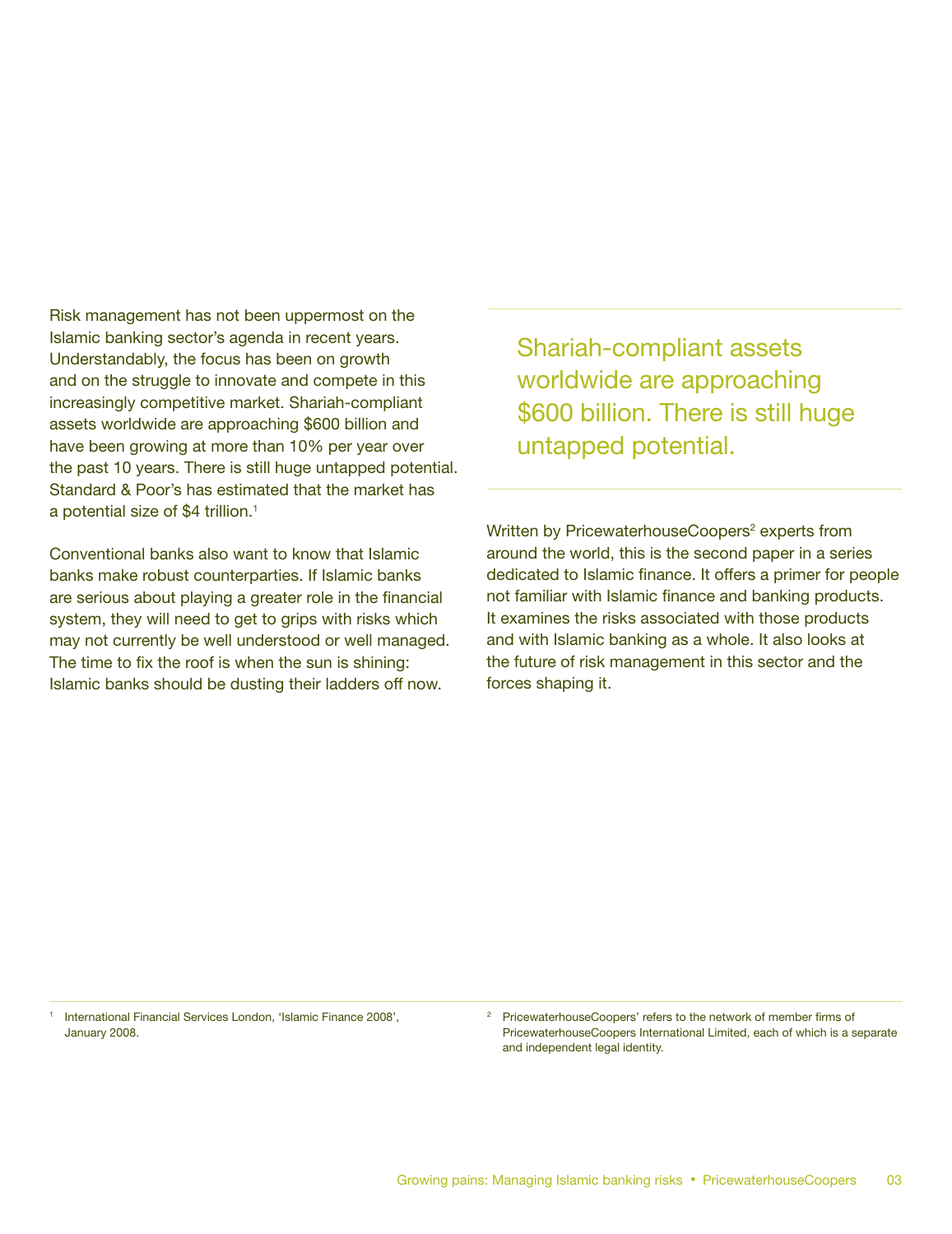Risk management has not been uppermost on the Islamic banking sector's agenda in recent years. Understandably, the focus has been on growth and on the struggle to innovate and compete in this increasingly competitive market. Shariah-compliant assets worldwide are approaching $600 billion and have been growing at more than 10% per year over the past 10 years. There is still huge untapped potential. Standard & Poor's has estimated that the market has a potential size of $4 trillion.[1]

Conventional banks also want to know that Islamic banks make robust counterparties. If Islamic banks are serious about playing a greater role in the financial system, they will need to get to grips with risks which may not currently be well understood or well managed. The time to fix the roof is when the sun is shining: Islamic banks should be dusting their ladders off now.

> Shariah-compliant assets worldwide are approaching $600 billion. There is still huge untapped potential.

Written by PricewaterhouseCoopers[2] experts from around the world, this is the second paper in a series dedicated to Islamic finance. It offers a primer for people not familiar with Islamic finance and banking products. It examines the risks associated with those products and with Islamic banking as a whole. It also looks at the future of risk management in this sector and the forces shaping it.

[1] International Financial Services London, 'Islamic Finance 2008', January 2008.

[2] PricewaterhouseCoopers' refers to the network of member firms of PricewaterhouseCoopers International Limited, each of which is a separate and independent legal identity.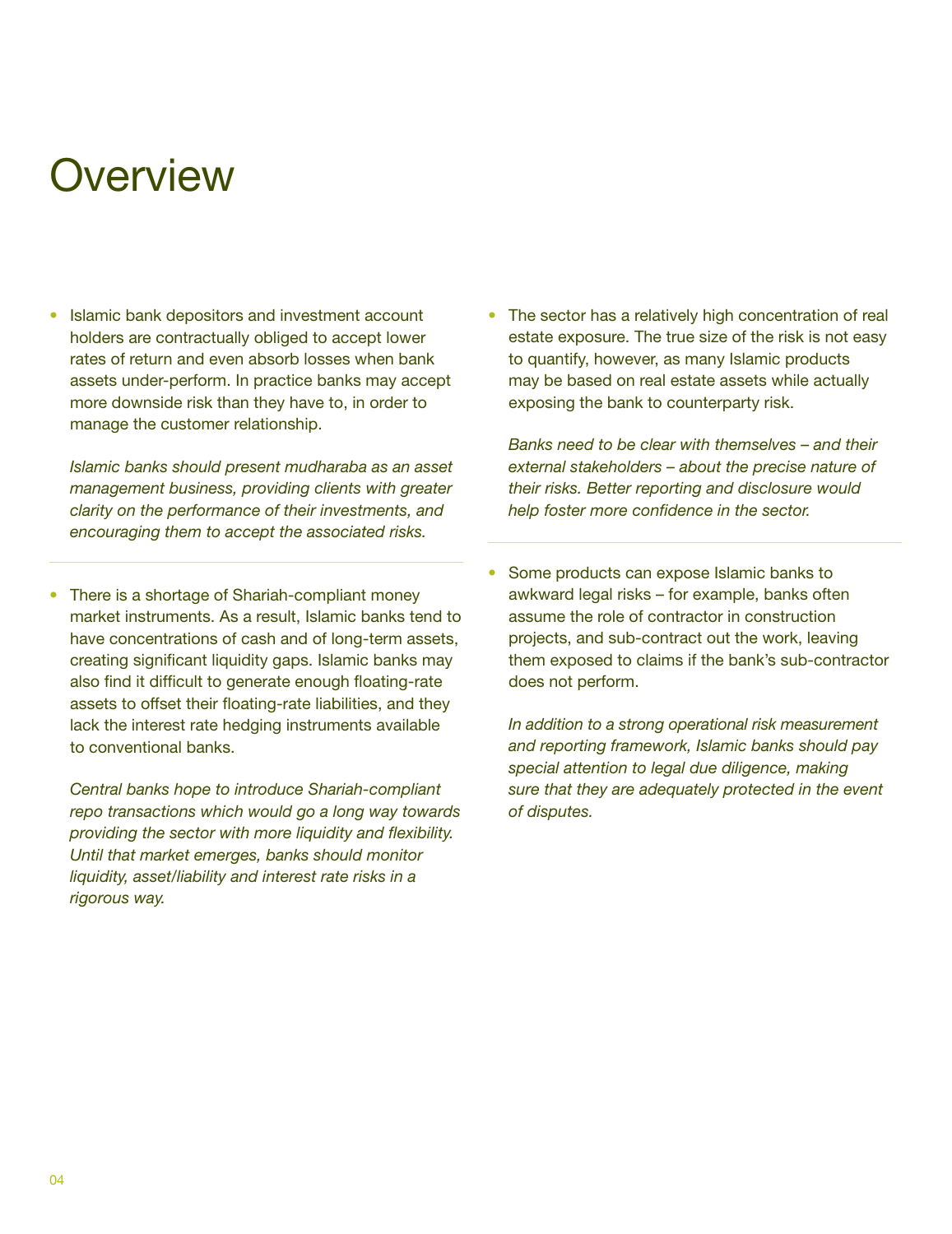# Overview

- Islamic bank depositors and investment account holders are contractually obliged to accept lower rates of return and even absorb losses when bank assets under-perform. In practice banks may accept more downside risk than they have to, in order to manage the customer relationship.

  *Islamic banks should present mudharaba as an asset management business, providing clients with greater clarity on the performance of their investments, and encouraging them to accept the associated risks.*

- There is a shortage of Shariah-compliant money market instruments. As a result, Islamic banks tend to have concentrations of cash and of long-term assets, creating significant liquidity gaps. Islamic banks may also find it difficult to generate enough floating-rate assets to offset their floating-rate liabilities, and they lack the interest rate hedging instruments available to conventional banks.

  *Central banks hope to introduce Shariah-compliant repo transactions which would go a long way towards providing the sector with more liquidity and flexibility. Until that market emerges, banks should monitor liquidity, asset/liability and interest rate risks in a rigorous way.*

- The sector has a relatively high concentration of real estate exposure. The true size of the risk is not easy to quantify, however, as many Islamic products may be based on real estate assets while actually exposing the bank to counterparty risk.

  *Banks need to be clear with themselves – and their external stakeholders – about the precise nature of their risks. Better reporting and disclosure would help foster more confidence in the sector.*

- Some products can expose Islamic banks to awkward legal risks – for example, banks often assume the role of contractor in construction projects, and sub-contract out the work, leaving them exposed to claims if the bank's sub-contractor does not perform.

  *In addition to a strong operational risk measurement and reporting framework, Islamic banks should pay special attention to legal due diligence, making sure that they are adequately protected in the event of disputes.*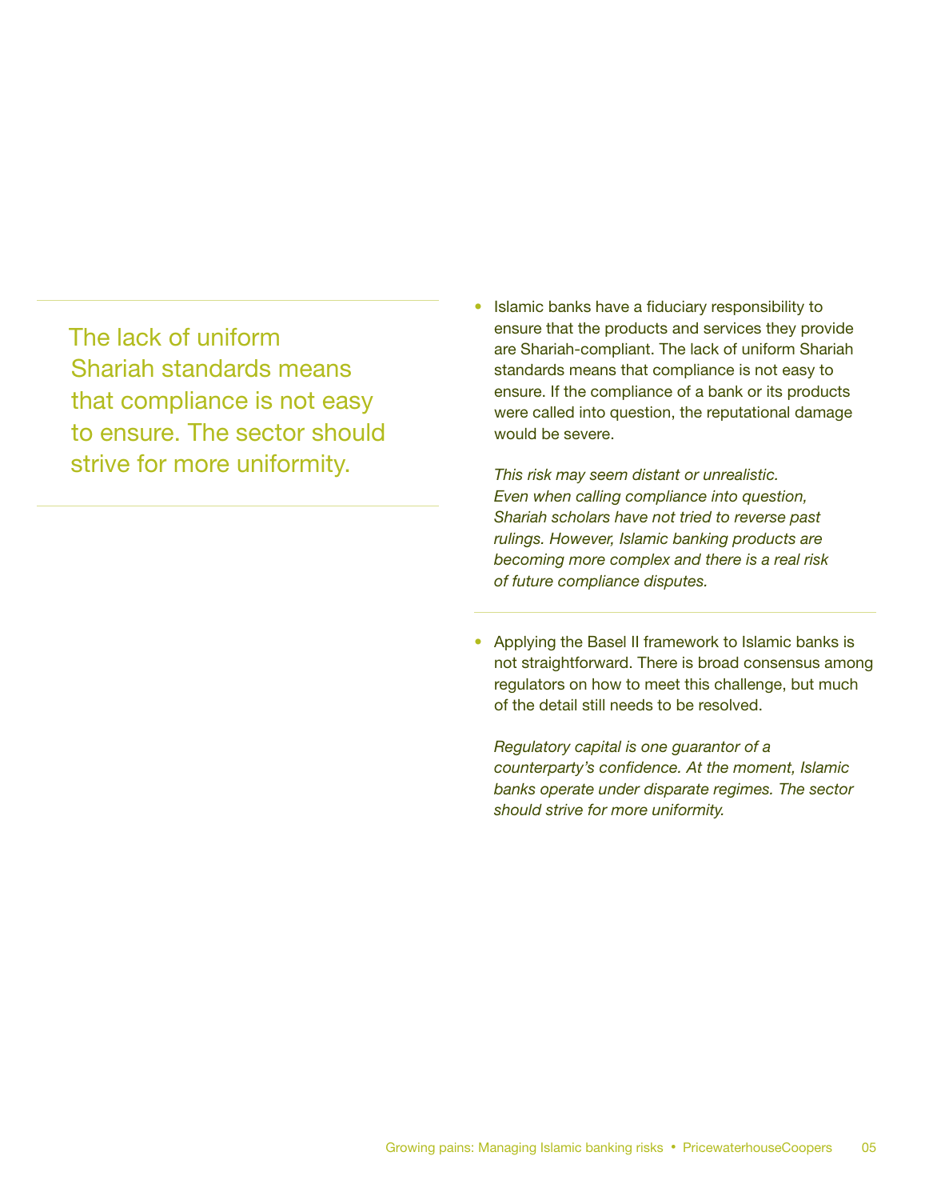> The lack of uniform Shariah standards means that compliance is not easy to ensure. The sector should strive for more uniformity.

- Islamic banks have a fiduciary responsibility to ensure that the products and services they provide are Shariah-compliant. The lack of uniform Shariah standards means that compliance is not easy to ensure. If the compliance of a bank or its products were called into question, the reputational damage would be severe.

  *This risk may seem distant or unrealistic. Even when calling compliance into question, Shariah scholars have not tried to reverse past rulings. However, Islamic banking products are becoming more complex and there is a real risk of future compliance disputes.*

- Applying the Basel II framework to Islamic banks is not straightforward. There is broad consensus among regulators on how to meet this challenge, but much of the detail still needs to be resolved.

  *Regulatory capital is one guarantor of a counterparty's confidence. At the moment, Islamic banks operate under disparate regimes. The sector should strive for more uniformity.*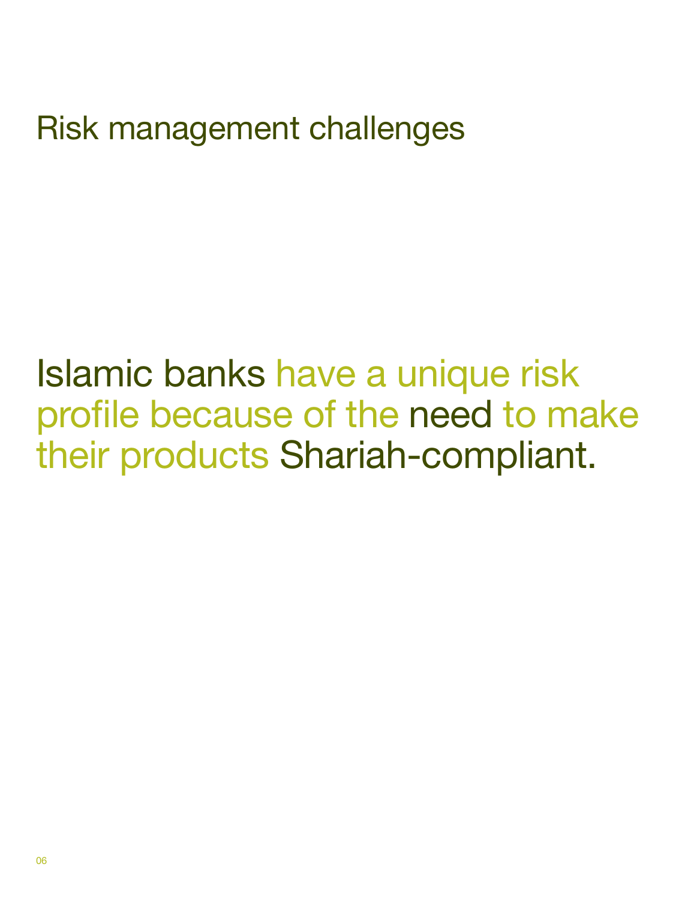# Risk management challenges

Islamic banks have a unique risk profile because of the need to make their products Shariah-compliant.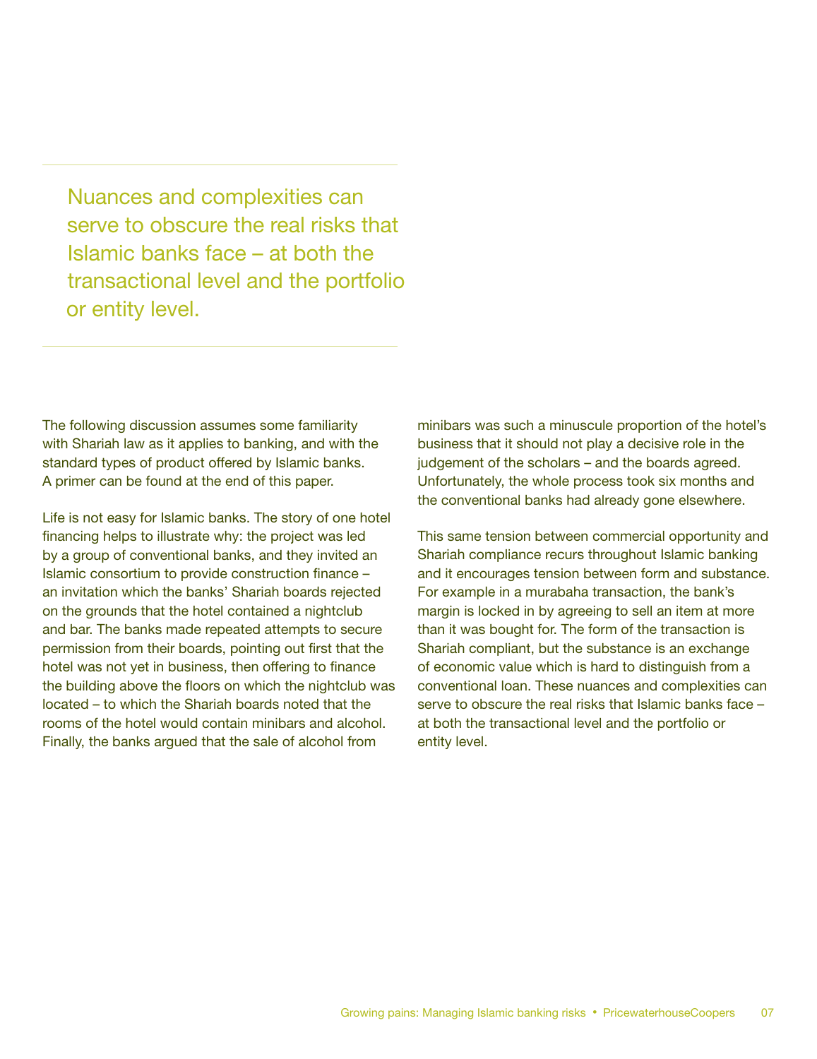> Nuances and complexities can serve to obscure the real risks that Islamic banks face – at both the transactional level and the portfolio or entity level.

The following discussion assumes some familiarity with Shariah law as it applies to banking, and with the standard types of product offered by Islamic banks. A primer can be found at the end of this paper.

Life is not easy for Islamic banks. The story of one hotel financing helps to illustrate why: the project was led by a group of conventional banks, and they invited an Islamic consortium to provide construction finance – an invitation which the banks' Shariah boards rejected on the grounds that the hotel contained a nightclub and bar. The banks made repeated attempts to secure permission from their boards, pointing out first that the hotel was not yet in business, then offering to finance the building above the floors on which the nightclub was located – to which the Shariah boards noted that the rooms of the hotel would contain minibars and alcohol. Finally, the banks argued that the sale of alcohol from minibars was such a minuscule proportion of the hotel's business that it should not play a decisive role in the judgement of the scholars – and the boards agreed. Unfortunately, the whole process took six months and the conventional banks had already gone elsewhere.

This same tension between commercial opportunity and Shariah compliance recurs throughout Islamic banking and it encourages tension between form and substance. For example in a murabaha transaction, the bank's margin is locked in by agreeing to sell an item at more than it was bought for. The form of the transaction is Shariah compliant, but the substance is an exchange of economic value which is hard to distinguish from a conventional loan. These nuances and complexities can serve to obscure the real risks that Islamic banks face – at both the transactional level and the portfolio or entity level.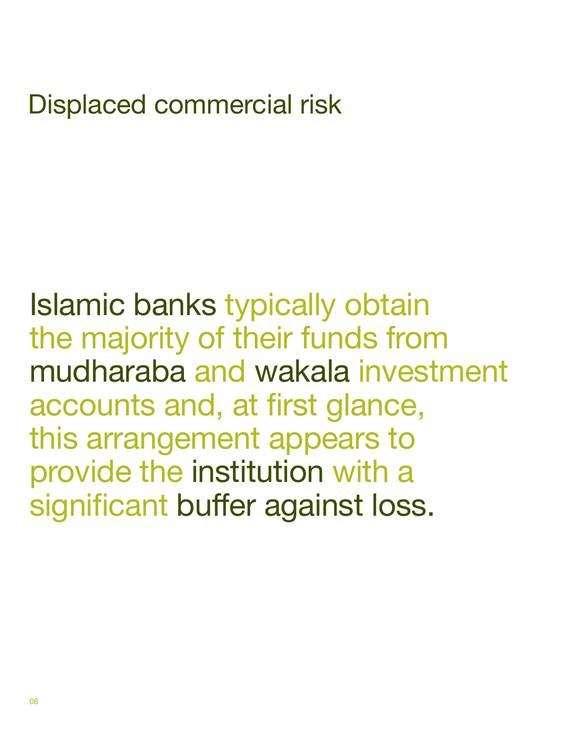# Displaced commercial risk

Islamic banks typically obtain the majority of their funds from mudharaba and wakala investment accounts and, at first glance, this arrangement appears to provide the institution with a significant buffer against loss.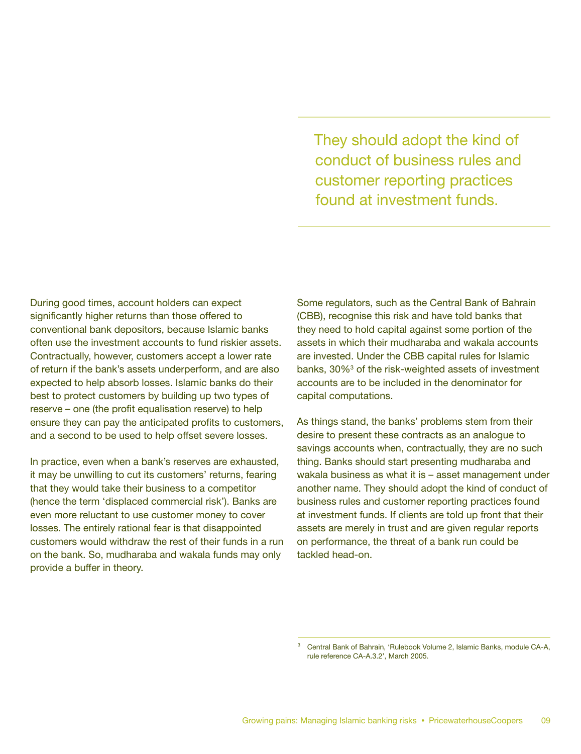> They should adopt the kind of conduct of business rules and customer reporting practices found at investment funds.

During good times, account holders can expect significantly higher returns than those offered to conventional bank depositors, because Islamic banks often use the investment accounts to fund riskier assets. Contractually, however, customers accept a lower rate of return if the bank's assets underperform, and are also expected to help absorb losses. Islamic banks do their best to protect customers by building up two types of reserve – one (the profit equalisation reserve) to help ensure they can pay the anticipated profits to customers, and a second to be used to help offset severe losses.

In practice, even when a bank's reserves are exhausted, it may be unwilling to cut its customers' returns, fearing that they would take their business to a competitor (hence the term 'displaced commercial risk'). Banks are even more reluctant to use customer money to cover losses. The entirely rational fear is that disappointed customers would withdraw the rest of their funds in a run on the bank. So, mudharaba and wakala funds may only provide a buffer in theory.

Some regulators, such as the Central Bank of Bahrain (CBB), recognise this risk and have told banks that they need to hold capital against some portion of the assets in which their mudharaba and wakala accounts are invested. Under the CBB capital rules for Islamic banks, 30%[3] of the risk-weighted assets of investment accounts are to be included in the denominator for capital computations.

As things stand, the banks' problems stem from their desire to present these contracts as an analogue to savings accounts when, contractually, they are no such thing. Banks should start presenting mudharaba and wakala business as what it is – asset management under another name. They should adopt the kind of conduct of business rules and customer reporting practices found at investment funds. If clients are told up front that their assets are merely in trust and are given regular reports on performance, the threat of a bank run could be tackled head-on.

[3] Central Bank of Bahrain, 'Rulebook Volume 2, Islamic Banks, module CA-A, rule reference CA-A.3.2', March 2005.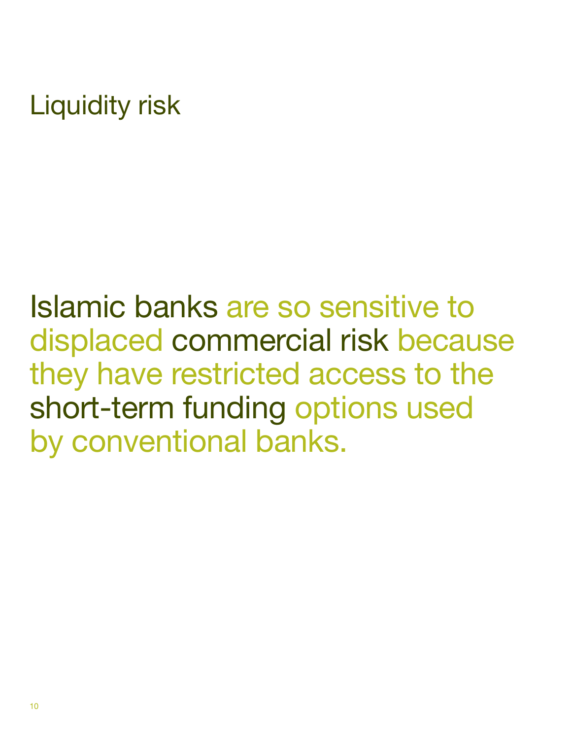# Liquidity risk

Islamic banks are so sensitive to displaced commercial risk because they have restricted access to the short-term funding options used by conventional banks.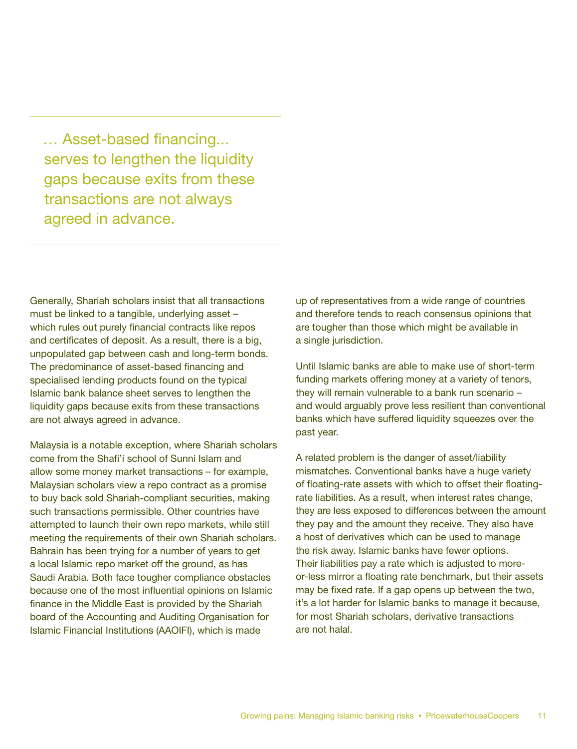> … Asset-based financing... serves to lengthen the liquidity gaps because exits from these transactions are not always agreed in advance.

Generally, Shariah scholars insist that all transactions must be linked to a tangible, underlying asset – which rules out purely financial contracts like repos and certificates of deposit. As a result, there is a big, unpopulated gap between cash and long-term bonds. The predominance of asset-based financing and specialised lending products found on the typical Islamic bank balance sheet serves to lengthen the liquidity gaps because exits from these transactions are not always agreed in advance.

Malaysia is a notable exception, where Shariah scholars come from the Shafi'i school of Sunni Islam and allow some money market transactions – for example, Malaysian scholars view a repo contract as a promise to buy back sold Shariah-compliant securities, making such transactions permissible. Other countries have attempted to launch their own repo markets, while still meeting the requirements of their own Shariah scholars. Bahrain has been trying for a number of years to get a local Islamic repo market off the ground, as has Saudi Arabia. Both face tougher compliance obstacles because one of the most influential opinions on Islamic finance in the Middle East is provided by the Shariah board of the Accounting and Auditing Organisation for Islamic Financial Institutions (AAOIFI), which is made up of representatives from a wide range of countries and therefore tends to reach consensus opinions that are tougher than those which might be available in a single jurisdiction.

Until Islamic banks are able to make use of short-term funding markets offering money at a variety of tenors, they will remain vulnerable to a bank run scenario – and would arguably prove less resilient than conventional banks which have suffered liquidity squeezes over the past year.

A related problem is the danger of asset/liability mismatches. Conventional banks have a huge variety of floating-rate assets with which to offset their floating-rate liabilities. As a result, when interest rates change, they are less exposed to differences between the amount they pay and the amount they receive. They also have a host of derivatives which can be used to manage the risk away. Islamic banks have fewer options. Their liabilities pay a rate which is adjusted to more-or-less mirror a floating rate benchmark, but their assets may be fixed rate. If a gap opens up between the two, it's a lot harder for Islamic banks to manage it because, for most Shariah scholars, derivative transactions are not halal.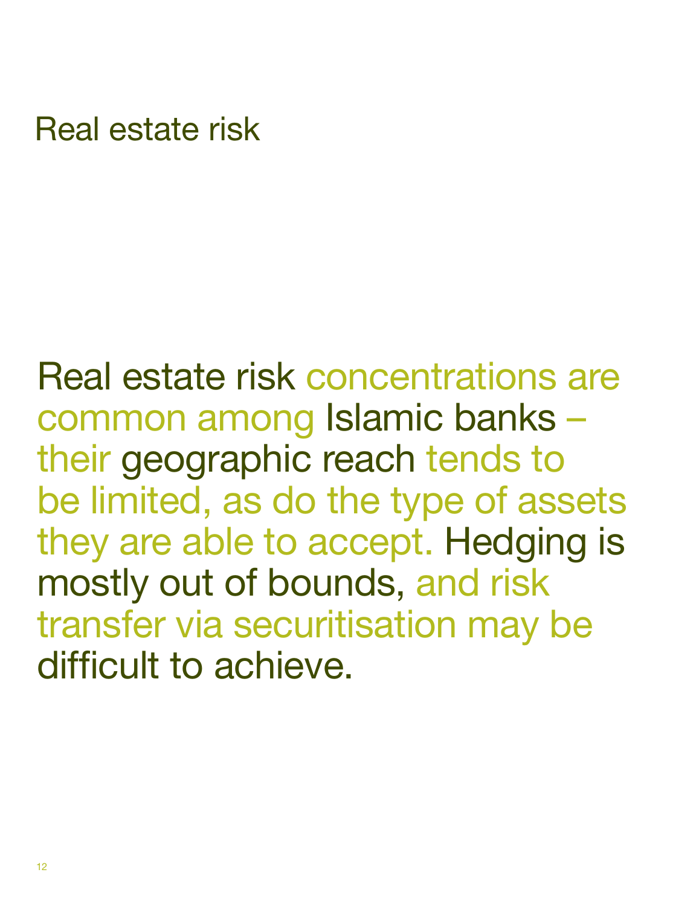# Real estate risk

Real estate risk concentrations are common among Islamic banks – their geographic reach tends to be limited, as do the type of assets they are able to accept. Hedging is mostly out of bounds, and risk transfer via securitisation may be difficult to achieve.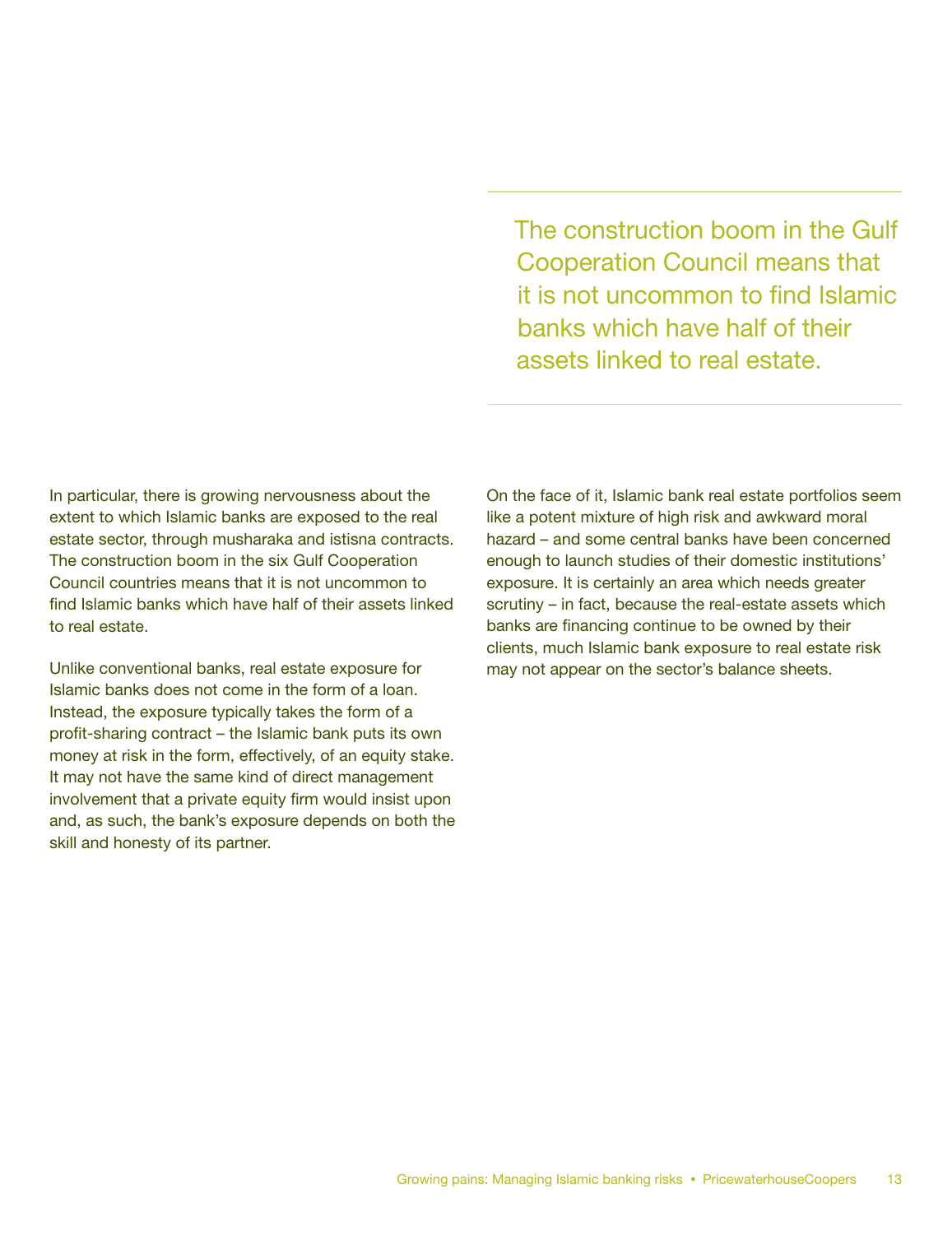> The construction boom in the Gulf Cooperation Council means that it is not uncommon to find Islamic banks which have half of their assets linked to real estate.

In particular, there is growing nervousness about the extent to which Islamic banks are exposed to the real estate sector, through musharaka and istisna contracts. The construction boom in the six Gulf Cooperation Council countries means that it is not uncommon to find Islamic banks which have half of their assets linked to real estate.

Unlike conventional banks, real estate exposure for Islamic banks does not come in the form of a loan. Instead, the exposure typically takes the form of a profit-sharing contract – the Islamic bank puts its own money at risk in the form, effectively, of an equity stake. It may not have the same kind of direct management involvement that a private equity firm would insist upon and, as such, the bank's exposure depends on both the skill and honesty of its partner.

On the face of it, Islamic bank real estate portfolios seem like a potent mixture of high risk and awkward moral hazard – and some central banks have been concerned enough to launch studies of their domestic institutions' exposure. It is certainly an area which needs greater scrutiny – in fact, because the real-estate assets which banks are financing continue to be owned by their clients, much Islamic bank exposure to real estate risk may not appear on the sector's balance sheets.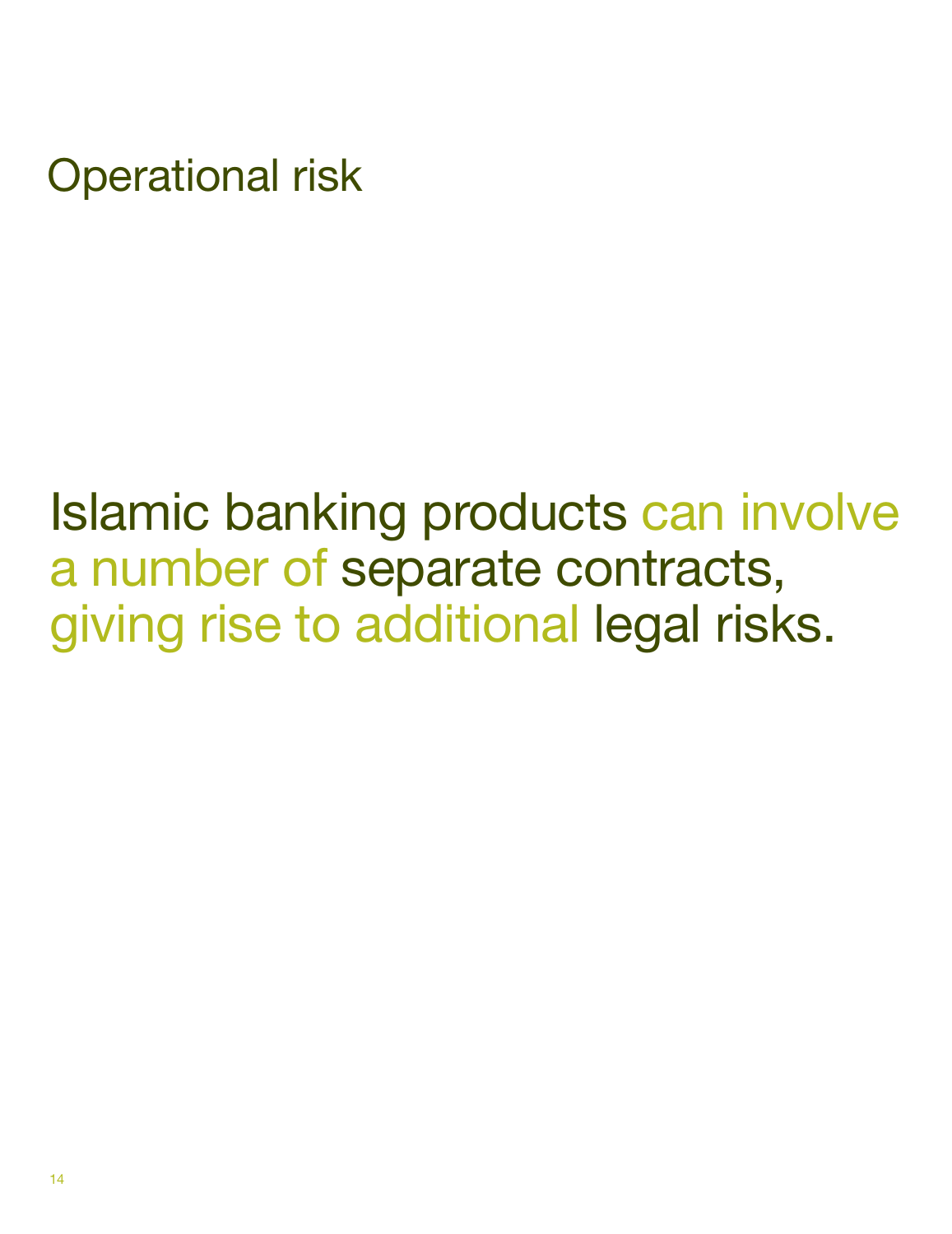# Operational risk

Islamic banking products can involve a number of separate contracts, giving rise to additional legal risks.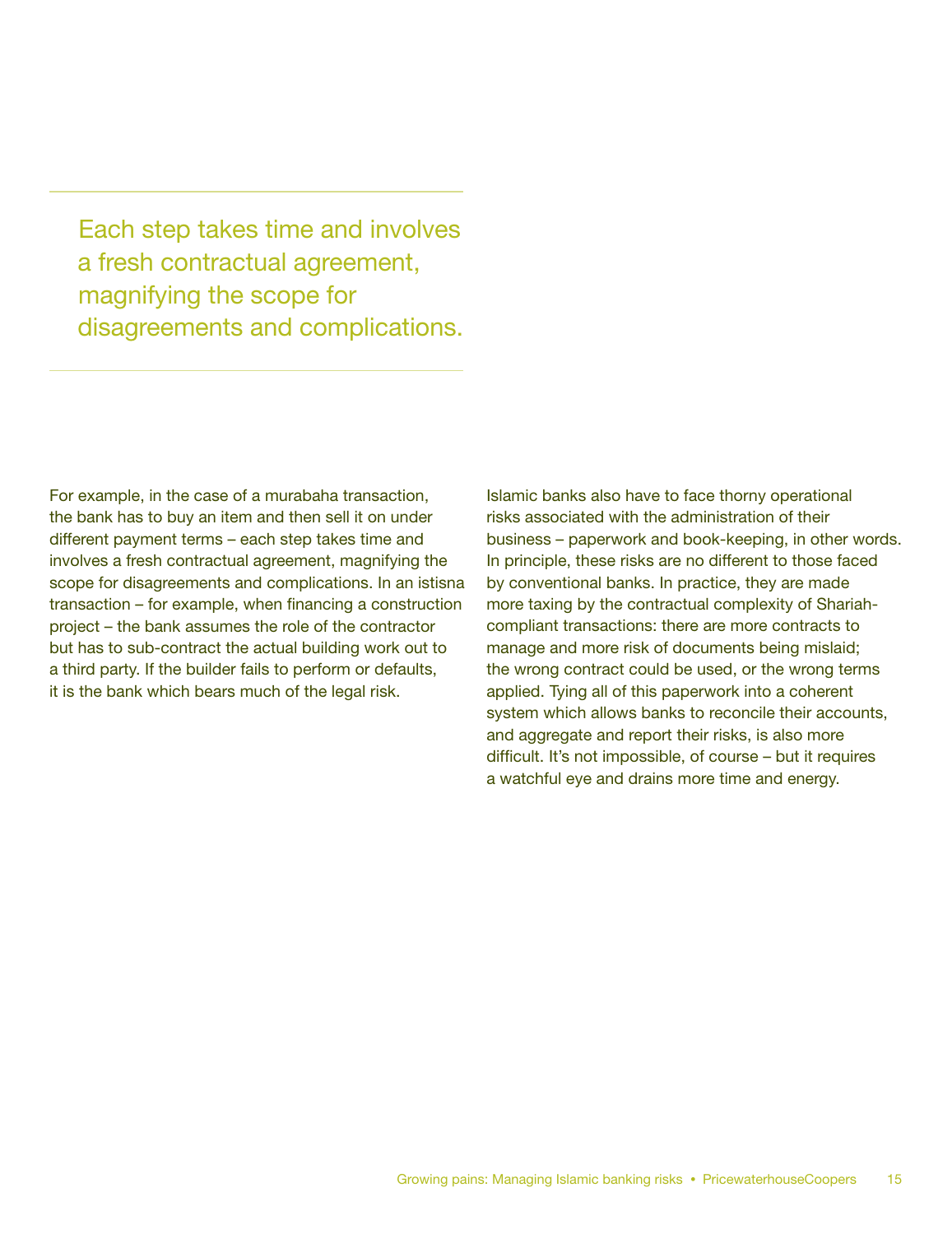> Each step takes time and involves a fresh contractual agreement, magnifying the scope for disagreements and complications.

For example, in the case of a murabaha transaction, the bank has to buy an item and then sell it on under different payment terms – each step takes time and involves a fresh contractual agreement, magnifying the scope for disagreements and complications. In an istisna transaction – for example, when financing a construction project – the bank assumes the role of the contractor but has to sub-contract the actual building work out to a third party. If the builder fails to perform or defaults, it is the bank which bears much of the legal risk.

Islamic banks also have to face thorny operational risks associated with the administration of their business – paperwork and book-keeping, in other words. In principle, these risks are no different to those faced by conventional banks. In practice, they are made more taxing by the contractual complexity of Shariah-compliant transactions: there are more contracts to manage and more risk of documents being mislaid; the wrong contract could be used, or the wrong terms applied. Tying all of this paperwork into a coherent system which allows banks to reconcile their accounts, and aggregate and report their risks, is also more difficult. It's not impossible, of course – but it requires a watchful eye and drains more time and energy.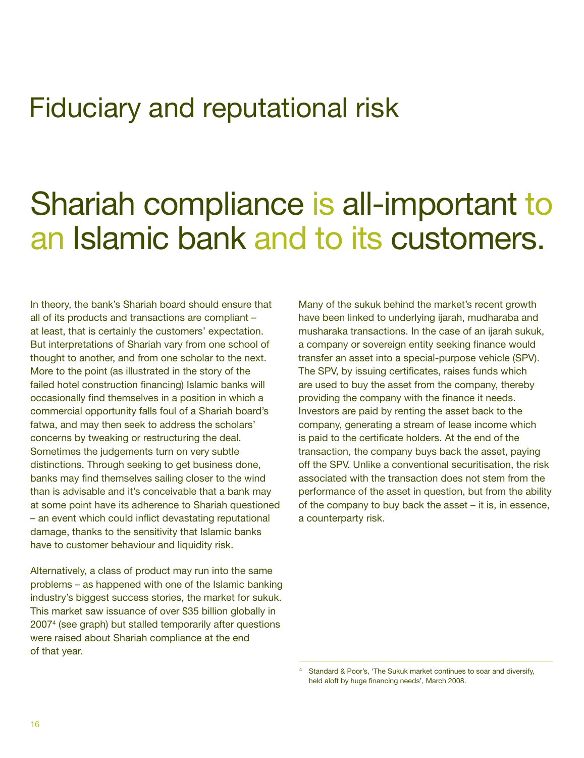# Fiduciary and reputational risk

## Shariah compliance is all-important to an Islamic bank and to its customers.

In theory, the bank's Shariah board should ensure that all of its products and transactions are compliant – at least, that is certainly the customers' expectation. But interpretations of Shariah vary from one school of thought to another, and from one scholar to the next. More to the point (as illustrated in the story of the failed hotel construction financing) Islamic banks will occasionally find themselves in a position in which a commercial opportunity falls foul of a Shariah board's fatwa, and may then seek to address the scholars' concerns by tweaking or restructuring the deal. Sometimes the judgements turn on very subtle distinctions. Through seeking to get business done, banks may find themselves sailing closer to the wind than is advisable and it's conceivable that a bank may at some point have its adherence to Shariah questioned – an event which could inflict devastating reputational damage, thanks to the sensitivity that Islamic banks have to customer behaviour and liquidity risk.

Alternatively, a class of product may run into the same problems – as happened with one of the Islamic banking industry's biggest success stories, the market for sukuk. This market saw issuance of over $35 billion globally in 2007[4] (see graph) but stalled temporarily after questions were raised about Shariah compliance at the end of that year.

Many of the sukuk behind the market's recent growth have been linked to underlying ijarah, mudharaba and musharaka transactions. In the case of an ijarah sukuk, a company or sovereign entity seeking finance would transfer an asset into a special-purpose vehicle (SPV). The SPV, by issuing certificates, raises funds which are used to buy the asset from the company, thereby providing the company with the finance it needs. Investors are paid by renting the asset back to the company, generating a stream of lease income which is paid to the certificate holders. At the end of the transaction, the company buys back the asset, paying off the SPV. Unlike a conventional securitisation, the risk associated with the transaction does not stem from the performance of the asset in question, but from the ability of the company to buy back the asset – it is, in essence, a counterparty risk.

[4] Standard & Poor's, 'The Sukuk market continues to soar and diversify, held aloft by huge financing needs', March 2008.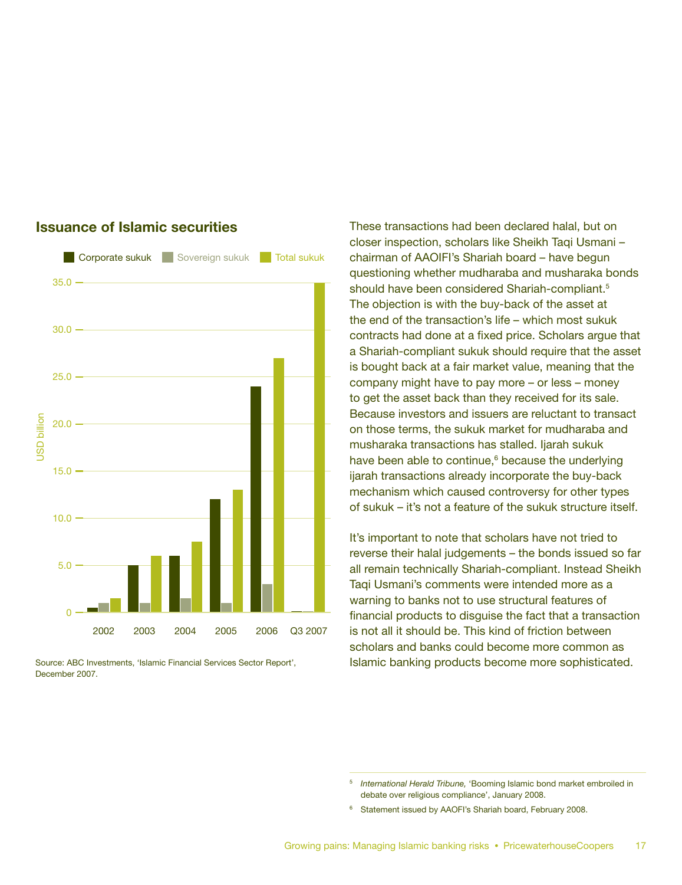## Issuance of Islamic securities

Source: ABC Investments, 'Islamic Financial Services Sector Report', December 2007.

These transactions had been declared halal, but on closer inspection, scholars like Sheikh Taqi Usmani – chairman of AAOIFI's Shariah board – have begun questioning whether mudharaba and musharaka bonds should have been considered Shariah-compliant.[5] The objection is with the buy-back of the asset at the end of the transaction's life – which most sukuk contracts had done at a fixed price. Scholars argue that a Shariah-compliant sukuk should require that the asset is bought back at a fair market value, meaning that the company might have to pay more – or less – money to get the asset back than they received for its sale. Because investors and issuers are reluctant to transact on those terms, the sukuk market for mudharaba and musharaka transactions has stalled. Ijarah sukuk have been able to continue,[6] because the underlying ijarah transactions already incorporate the buy-back mechanism which caused controversy for other types of sukuk – it's not a feature of the sukuk structure itself.

It's important to note that scholars have not tried to reverse their halal judgements – the bonds issued so far all remain technically Shariah-compliant. Instead Sheikh Taqi Usmani's comments were intended more as a warning to banks not to use structural features of financial products to disguise the fact that a transaction is not all it should be. This kind of friction between scholars and banks could become more common as Islamic banking products become more sophisticated.

---

[5] *International Herald Tribune,* 'Booming Islamic bond market embroiled in debate over religious compliance', January 2008.

[6] Statement issued by AAOFI's Shariah board, February 2008.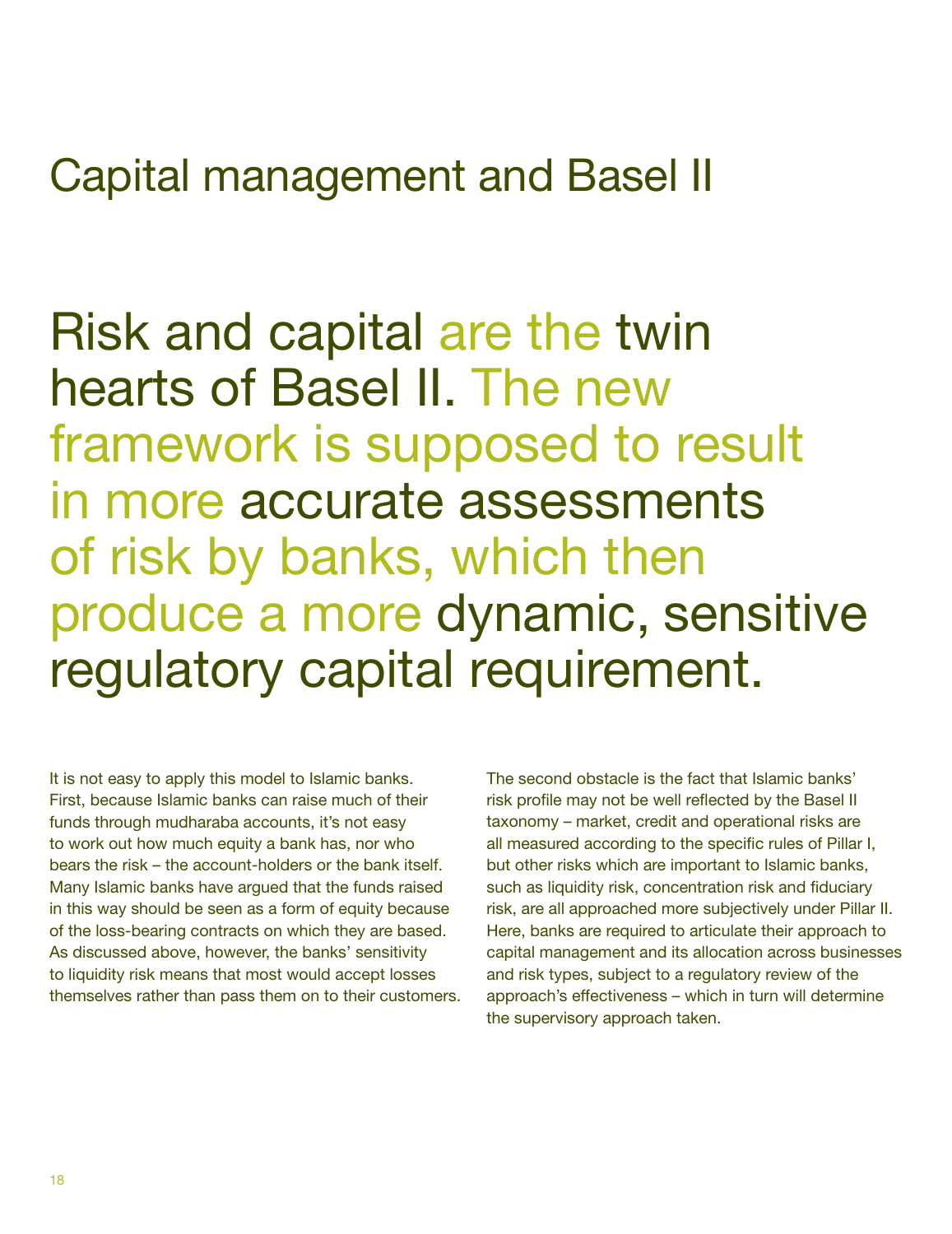# Capital management and Basel II

## Risk and capital are the twin hearts of Basel II. The new framework is supposed to result in more accurate assessments of risk by banks, which then produce a more dynamic, sensitive regulatory capital requirement.

It is not easy to apply this model to Islamic banks. First, because Islamic banks can raise much of their funds through mudharaba accounts, it's not easy to work out how much equity a bank has, nor who bears the risk – the account-holders or the bank itself. Many Islamic banks have argued that the funds raised in this way should be seen as a form of equity because of the loss-bearing contracts on which they are based. As discussed above, however, the banks' sensitivity to liquidity risk means that most would accept losses themselves rather than pass them on to their customers.

The second obstacle is the fact that Islamic banks' risk profile may not be well reflected by the Basel II taxonomy – market, credit and operational risks are all measured according to the specific rules of Pillar I, but other risks which are important to Islamic banks, such as liquidity risk, concentration risk and fiduciary risk, are all approached more subjectively under Pillar II. Here, banks are required to articulate their approach to capital management and its allocation across businesses and risk types, subject to a regulatory review of the approach's effectiveness – which in turn will determine the supervisory approach taken.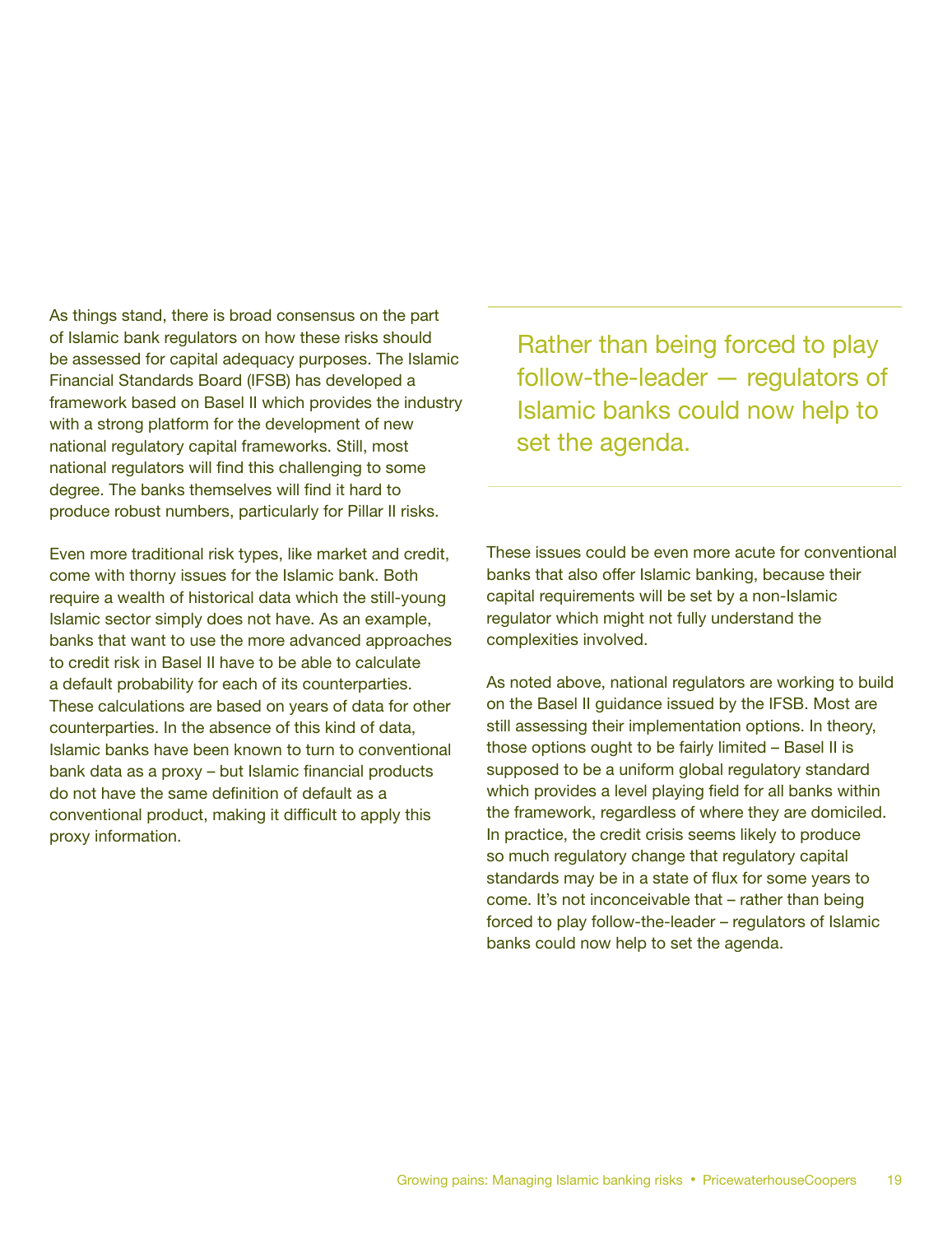As things stand, there is broad consensus on the part of Islamic bank regulators on how these risks should be assessed for capital adequacy purposes. The Islamic Financial Standards Board (IFSB) has developed a framework based on Basel II which provides the industry with a strong platform for the development of new national regulatory capital frameworks. Still, most national regulators will find this challenging to some degree. The banks themselves will find it hard to produce robust numbers, particularly for Pillar II risks.

Even more traditional risk types, like market and credit, come with thorny issues for the Islamic bank. Both require a wealth of historical data which the still-young Islamic sector simply does not have. As an example, banks that want to use the more advanced approaches to credit risk in Basel II have to be able to calculate a default probability for each of its counterparties. These calculations are based on years of data for other counterparties. In the absence of this kind of data, Islamic banks have been known to turn to conventional bank data as a proxy – but Islamic financial products do not have the same definition of default as a conventional product, making it difficult to apply this proxy information.

> Rather than being forced to play follow-the-leader — regulators of Islamic banks could now help to set the agenda.

These issues could be even more acute for conventional banks that also offer Islamic banking, because their capital requirements will be set by a non-Islamic regulator which might not fully understand the complexities involved.

As noted above, national regulators are working to build on the Basel II guidance issued by the IFSB. Most are still assessing their implementation options. In theory, those options ought to be fairly limited – Basel II is supposed to be a uniform global regulatory standard which provides a level playing field for all banks within the framework, regardless of where they are domiciled. In practice, the credit crisis seems likely to produce so much regulatory change that regulatory capital standards may be in a state of flux for some years to come. It's not inconceivable that – rather than being forced to play follow-the-leader – regulators of Islamic banks could now help to set the agenda.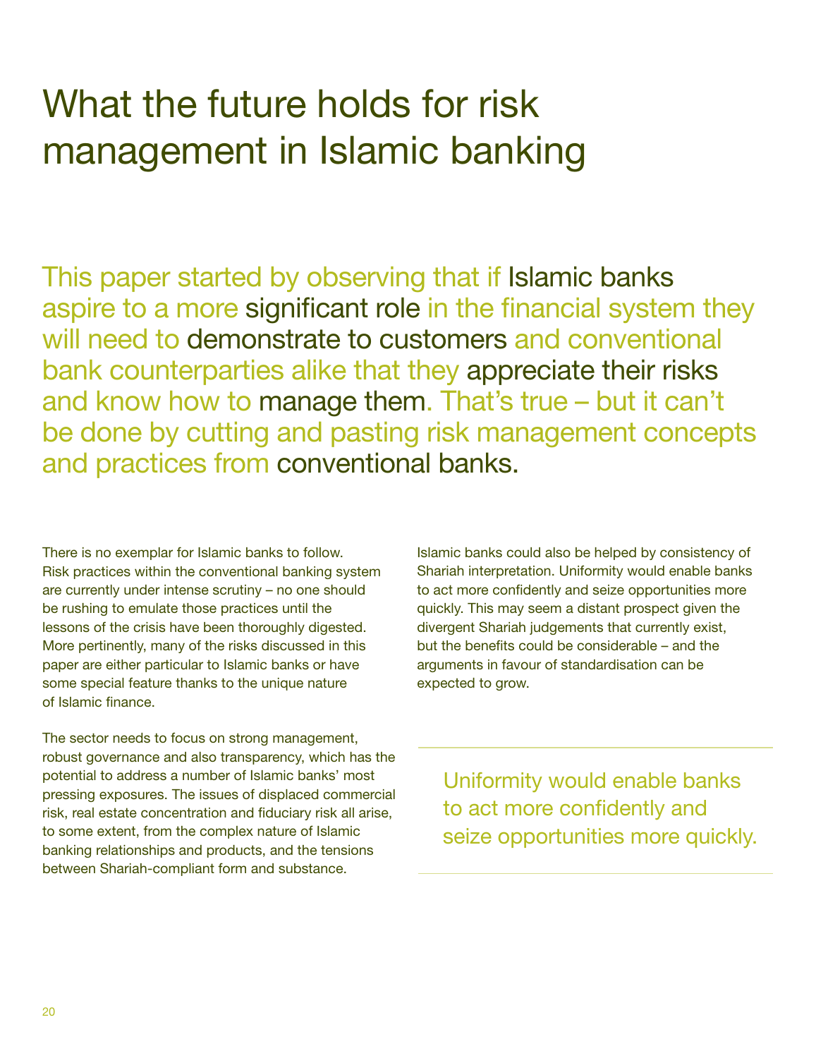# What the future holds for risk management in Islamic banking

This paper started by observing that if Islamic banks aspire to a more significant role in the financial system they will need to demonstrate to customers and conventional bank counterparties alike that they appreciate their risks and know how to manage them. That's true – but it can't be done by cutting and pasting risk management concepts and practices from conventional banks.

There is no exemplar for Islamic banks to follow. Risk practices within the conventional banking system are currently under intense scrutiny – no one should be rushing to emulate those practices until the lessons of the crisis have been thoroughly digested. More pertinently, many of the risks discussed in this paper are either particular to Islamic banks or have some special feature thanks to the unique nature of Islamic finance.

The sector needs to focus on strong management, robust governance and also transparency, which has the potential to address a number of Islamic banks' most pressing exposures. The issues of displaced commercial risk, real estate concentration and fiduciary risk all arise, to some extent, from the complex nature of Islamic banking relationships and products, and the tensions between Shariah-compliant form and substance.

Islamic banks could also be helped by consistency of Shariah interpretation. Uniformity would enable banks to act more confidently and seize opportunities more quickly. This may seem a distant prospect given the divergent Shariah judgements that currently exist, but the benefits could be considerable – and the arguments in favour of standardisation can be expected to grow.

> Uniformity would enable banks to act more confidently and seize opportunities more quickly.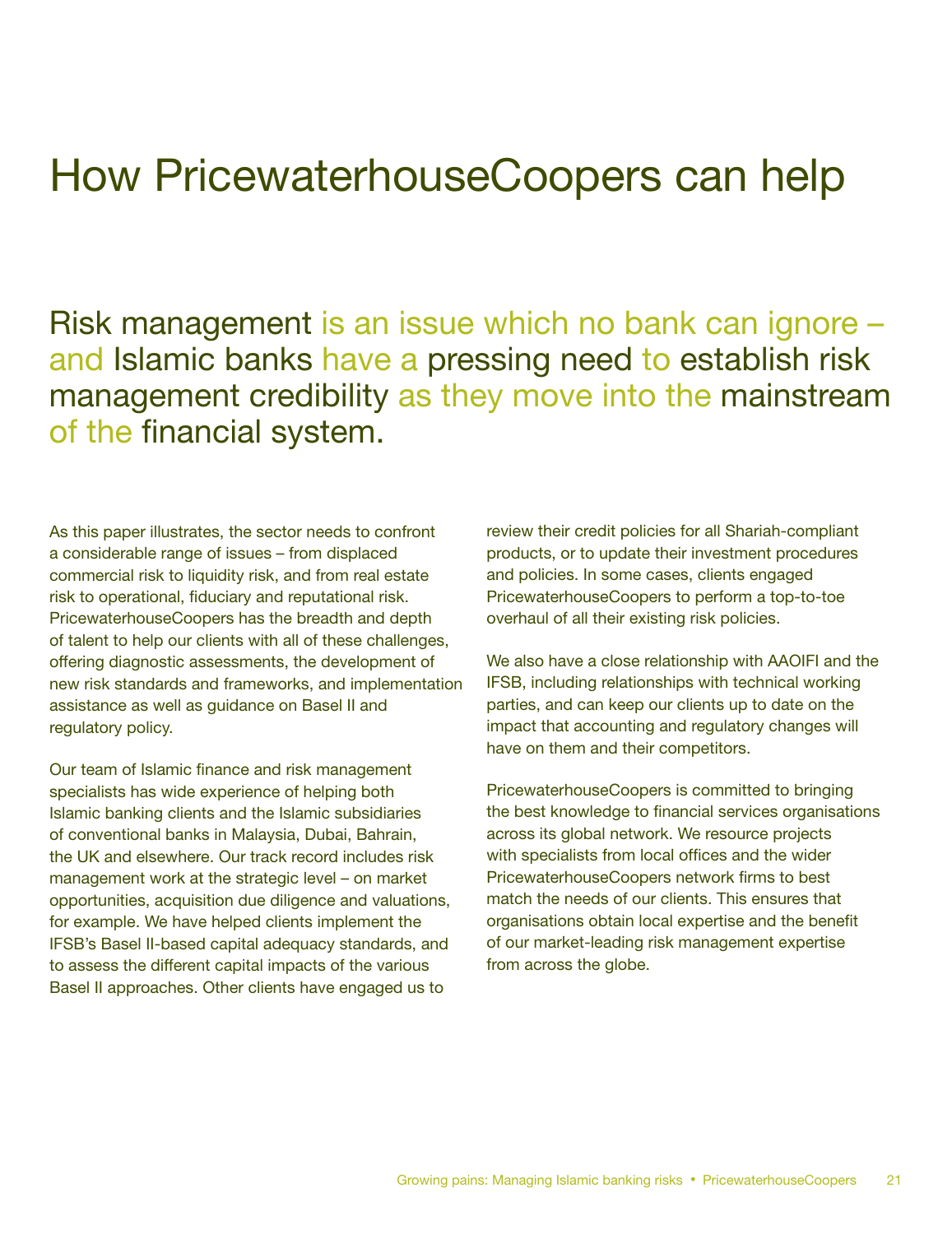# How PricewaterhouseCoopers can help

## Risk management is an issue which no bank can ignore – and Islamic banks have a pressing need to establish risk management credibility as they move into the mainstream of the financial system.

As this paper illustrates, the sector needs to confront a considerable range of issues – from displaced commercial risk to liquidity risk, and from real estate risk to operational, fiduciary and reputational risk. PricewaterhouseCoopers has the breadth and depth of talent to help our clients with all of these challenges, offering diagnostic assessments, the development of new risk standards and frameworks, and implementation assistance as well as guidance on Basel II and regulatory policy.

Our team of Islamic finance and risk management specialists has wide experience of helping both Islamic banking clients and the Islamic subsidiaries of conventional banks in Malaysia, Dubai, Bahrain, the UK and elsewhere. Our track record includes risk management work at the strategic level – on market opportunities, acquisition due diligence and valuations, for example. We have helped clients implement the IFSB's Basel II-based capital adequacy standards, and to assess the different capital impacts of the various Basel II approaches. Other clients have engaged us to review their credit policies for all Shariah-compliant products, or to update their investment procedures and policies. In some cases, clients engaged PricewaterhouseCoopers to perform a top-to-toe overhaul of all their existing risk policies.

We also have a close relationship with AAOIFI and the IFSB, including relationships with technical working parties, and can keep our clients up to date on the impact that accounting and regulatory changes will have on them and their competitors.

PricewaterhouseCoopers is committed to bringing the best knowledge to financial services organisations across its global network. We resource projects with specialists from local offices and the wider PricewaterhouseCoopers network firms to best match the needs of our clients. This ensures that organisations obtain local expertise and the benefit of our market-leading risk management expertise from across the globe.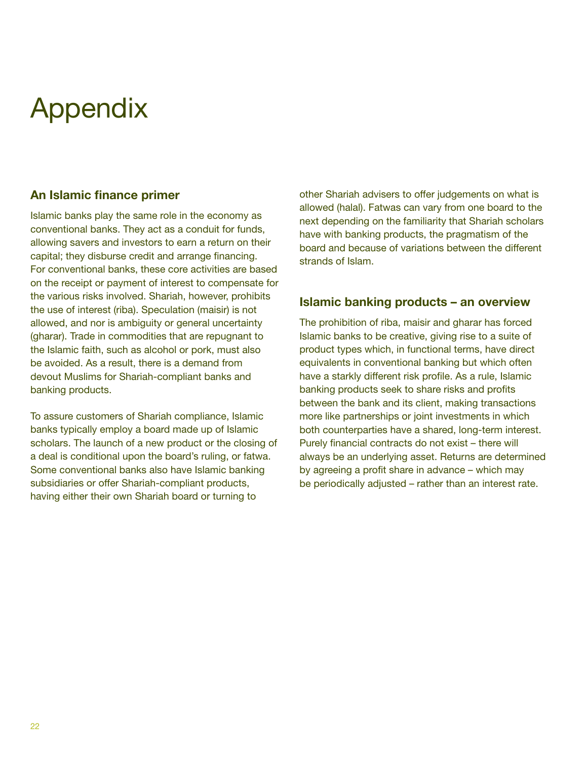# Appendix

## An Islamic finance primer

Islamic banks play the same role in the economy as conventional banks. They act as a conduit for funds, allowing savers and investors to earn a return on their capital; they disburse credit and arrange financing. For conventional banks, these core activities are based on the receipt or payment of interest to compensate for the various risks involved. Shariah, however, prohibits the use of interest (riba). Speculation (maisir) is not allowed, and nor is ambiguity or general uncertainty (gharar). Trade in commodities that are repugnant to the Islamic faith, such as alcohol or pork, must also be avoided. As a result, there is a demand from devout Muslims for Shariah-compliant banks and banking products.

To assure customers of Shariah compliance, Islamic banks typically employ a board made up of Islamic scholars. The launch of a new product or the closing of a deal is conditional upon the board's ruling, or fatwa. Some conventional banks also have Islamic banking subsidiaries or offer Shariah-compliant products, having either their own Shariah board or turning to other Shariah advisers to offer judgements on what is allowed (halal). Fatwas can vary from one board to the next depending on the familiarity that Shariah scholars have with banking products, the pragmatism of the board and because of variations between the different strands of Islam.

## Islamic banking products – an overview

The prohibition of riba, maisir and gharar has forced Islamic banks to be creative, giving rise to a suite of product types which, in functional terms, have direct equivalents in conventional banking but which often have a starkly different risk profile. As a rule, Islamic banking products seek to share risks and profits between the bank and its client, making transactions more like partnerships or joint investments in which both counterparties have a shared, long-term interest. Purely financial contracts do not exist – there will always be an underlying asset. Returns are determined by agreeing a profit share in advance – which may be periodically adjusted – rather than an interest rate.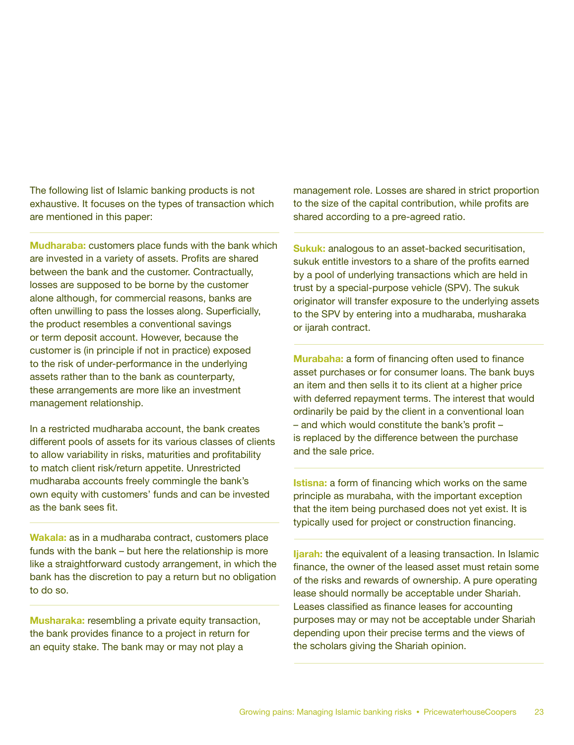The following list of Islamic banking products is not exhaustive. It focuses on the types of transaction which are mentioned in this paper:

**Mudharaba:** customers place funds with the bank which are invested in a variety of assets. Profits are shared between the bank and the customer. Contractually, losses are supposed to be borne by the customer alone although, for commercial reasons, banks are often unwilling to pass the losses along. Superficially, the product resembles a conventional savings or term deposit account. However, because the customer is (in principle if not in practice) exposed to the risk of under-performance in the underlying assets rather than to the bank as counterparty, these arrangements are more like an investment management relationship.

In a restricted mudharaba account, the bank creates different pools of assets for its various classes of clients to allow variability in risks, maturities and profitability to match client risk/return appetite. Unrestricted mudharaba accounts freely commingle the bank's own equity with customers' funds and can be invested as the bank sees fit.

**Wakala:** as in a mudharaba contract, customers place funds with the bank – but here the relationship is more like a straightforward custody arrangement, in which the bank has the discretion to pay a return but no obligation to do so.

**Musharaka:** resembling a private equity transaction, the bank provides finance to a project in return for an equity stake. The bank may or may not play a management role. Losses are shared in strict proportion to the size of the capital contribution, while profits are shared according to a pre-agreed ratio.

**Sukuk:** analogous to an asset-backed securitisation, sukuk entitle investors to a share of the profits earned by a pool of underlying transactions which are held in trust by a special-purpose vehicle (SPV). The sukuk originator will transfer exposure to the underlying assets to the SPV by entering into a mudharaba, musharaka or ijarah contract.

**Murabaha:** a form of financing often used to finance asset purchases or for consumer loans. The bank buys an item and then sells it to its client at a higher price with deferred repayment terms. The interest that would ordinarily be paid by the client in a conventional loan – and which would constitute the bank's profit – is replaced by the difference between the purchase and the sale price.

**Istisna:** a form of financing which works on the same principle as murabaha, with the important exception that the item being purchased does not yet exist. It is typically used for project or construction financing.

**Ijarah:** the equivalent of a leasing transaction. In Islamic finance, the owner of the leased asset must retain some of the risks and rewards of ownership. A pure operating lease should normally be acceptable under Shariah. Leases classified as finance leases for accounting purposes may or may not be acceptable under Shariah depending upon their precise terms and the views of the scholars giving the Shariah opinion.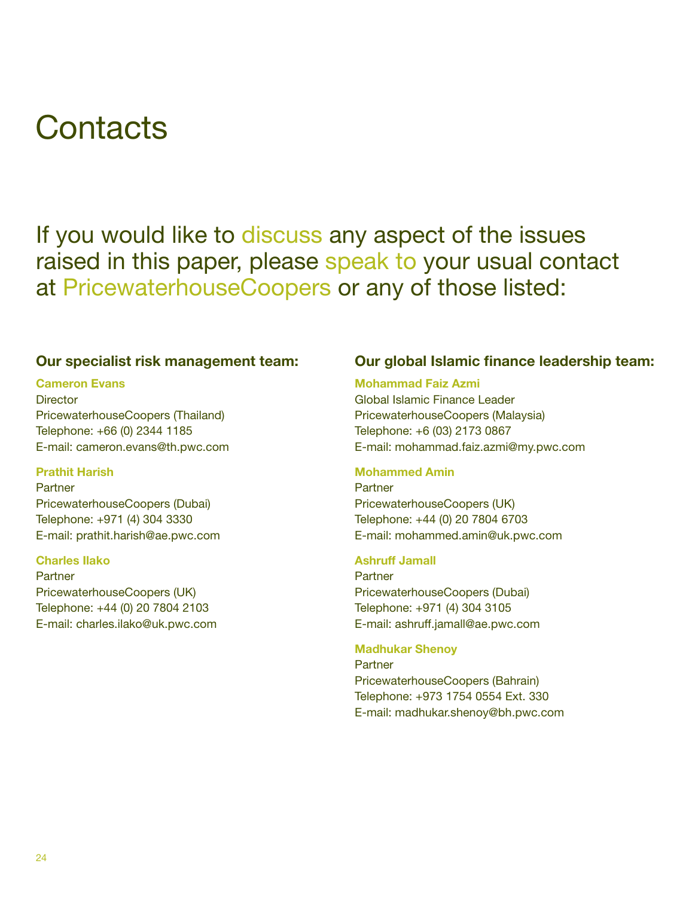# Contacts

If you would like to discuss any aspect of the issues raised in this paper, please speak to your usual contact at PricewaterhouseCoopers or any of those listed:

### Our specialist risk management team:

**Cameron Evans**
Director
PricewaterhouseCoopers (Thailand)
Telephone: +66 (0) 2344 1185
E-mail: cameron.evans@th.pwc.com

**Prathit Harish**
Partner
PricewaterhouseCoopers (Dubai)
Telephone: +971 (4) 304 3330
E-mail: prathit.harish@ae.pwc.com

**Charles Ilako**
Partner
PricewaterhouseCoopers (UK)
Telephone: +44 (0) 20 7804 2103
E-mail: charles.ilako@uk.pwc.com

### Our global Islamic finance leadership team:

**Mohammad Faiz Azmi**
Global Islamic Finance Leader
PricewaterhouseCoopers (Malaysia)
Telephone: +6 (03) 2173 0867
E-mail: mohammad.faiz.azmi@my.pwc.com

**Mohammed Amin**
Partner
PricewaterhouseCoopers (UK)
Telephone: +44 (0) 20 7804 6703
E-mail: mohammed.amin@uk.pwc.com

**Ashruff Jamall**
Partner
PricewaterhouseCoopers (Dubai)
Telephone: +971 (4) 304 3105
E-mail: ashruff.jamall@ae.pwc.com

**Madhukar Shenoy**
Partner
PricewaterhouseCoopers (Bahrain)
Telephone: +973 1754 0554 Ext. 330
E-mail: madhukar.shenoy@bh.pwc.com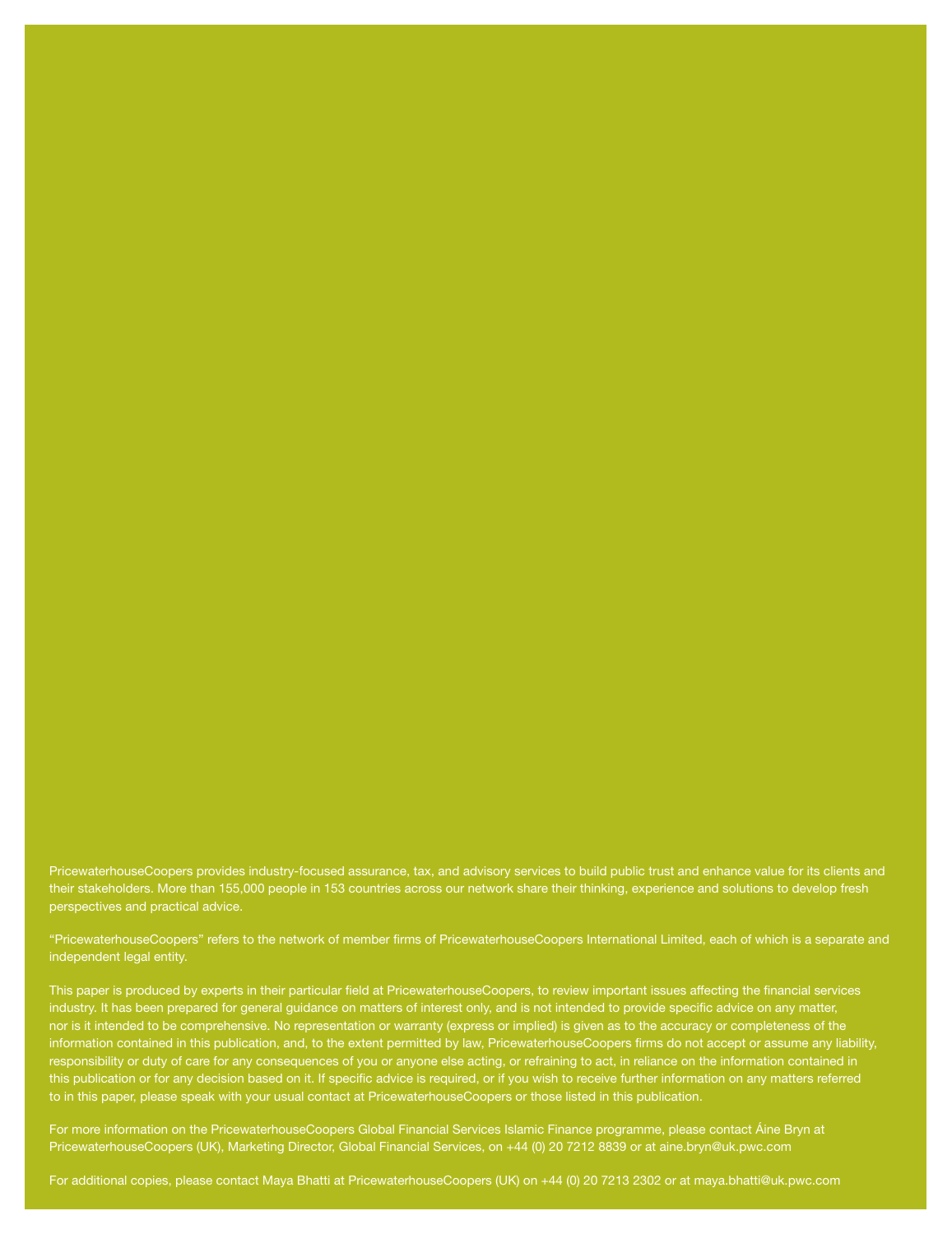PricewaterhouseCoopers provides industry-focused assurance, tax, and advisory services to build public trust and enhance value for its clients and their stakeholders. More than 155,000 people in 153 countries across our network share their thinking, experience and solutions to develop fresh perspectives and practical advice.

“PricewaterhouseCoopers” refers to the network of member firms of PricewaterhouseCoopers International Limited, each of which is a separate and independent legal entity.

This paper is produced by experts in their particular field at PricewaterhouseCoopers, to review important issues affecting the financial services industry. It has been prepared for general guidance on matters of interest only, and is not intended to provide specific advice on any matter, nor is it intended to be comprehensive. No representation or warranty (express or implied) is given as to the accuracy or completeness of the information contained in this publication, and, to the extent permitted by law, PricewaterhouseCoopers firms do not accept or assume any liability, responsibility or duty of care for any consequences of you or anyone else acting, or refraining to act, in reliance on the information contained in this publication or for any decision based on it. If specific advice is required, or if you wish to receive further information on any matters referred to in this paper, please speak with your usual contact at PricewaterhouseCoopers or those listed in this publication.

For more information on the PricewaterhouseCoopers Global Financial Services Islamic Finance programme, please contact Áine Bryn at PricewaterhouseCoopers (UK), Marketing Director, Global Financial Services, on +44 (0) 20 7212 8839 or at aine.bryn@uk.pwc.com

For additional copies, please contact Maya Bhatti at PricewaterhouseCoopers (UK) on +44 (0) 20 7213 2302 or at maya.bhatti@uk.pwc.com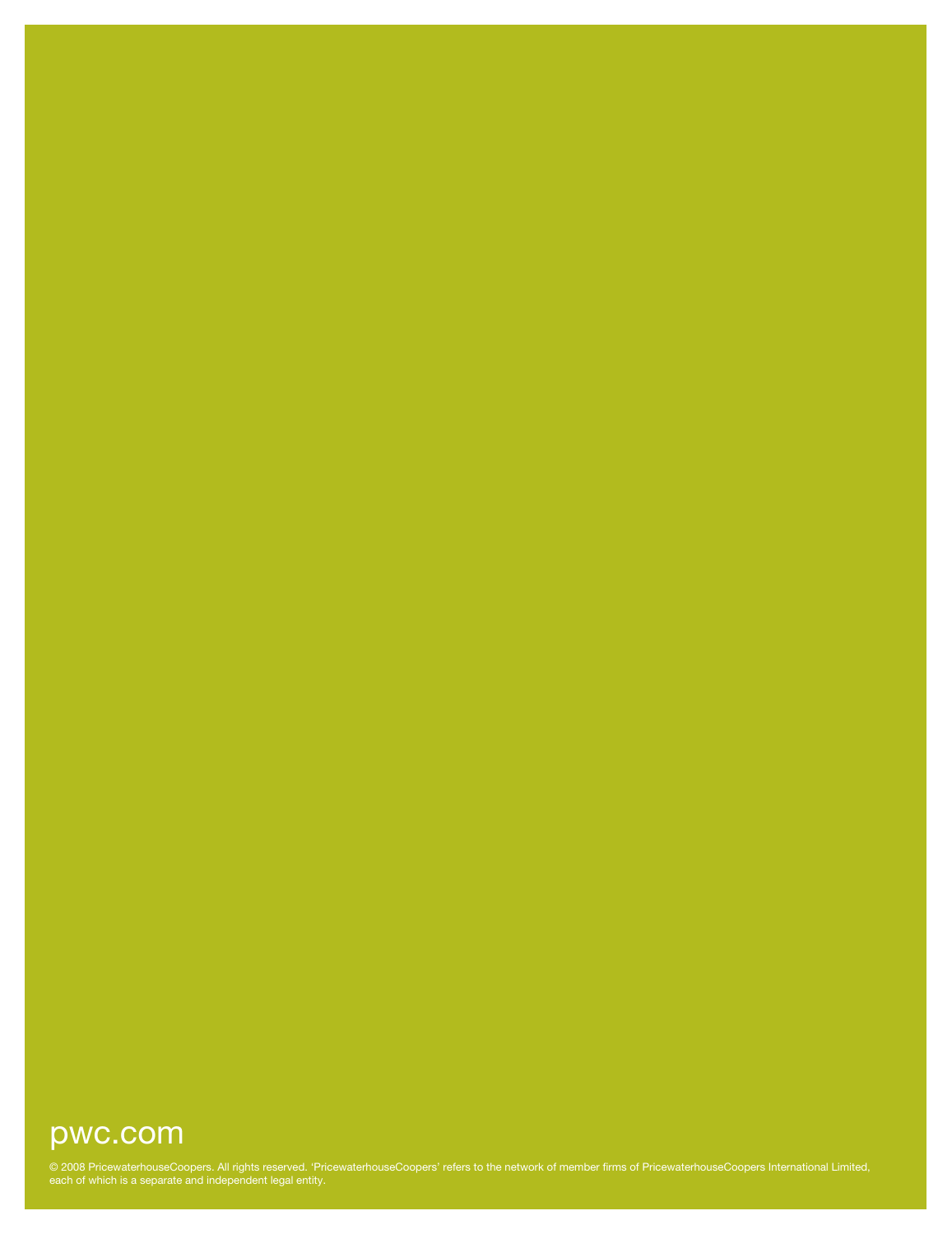pwc.com

© 2008 PricewaterhouseCoopers. All rights reserved. 'PricewaterhouseCoopers' refers to the network of member firms of PricewaterhouseCoopers International Limited, each of which is a separate and independent legal entity.